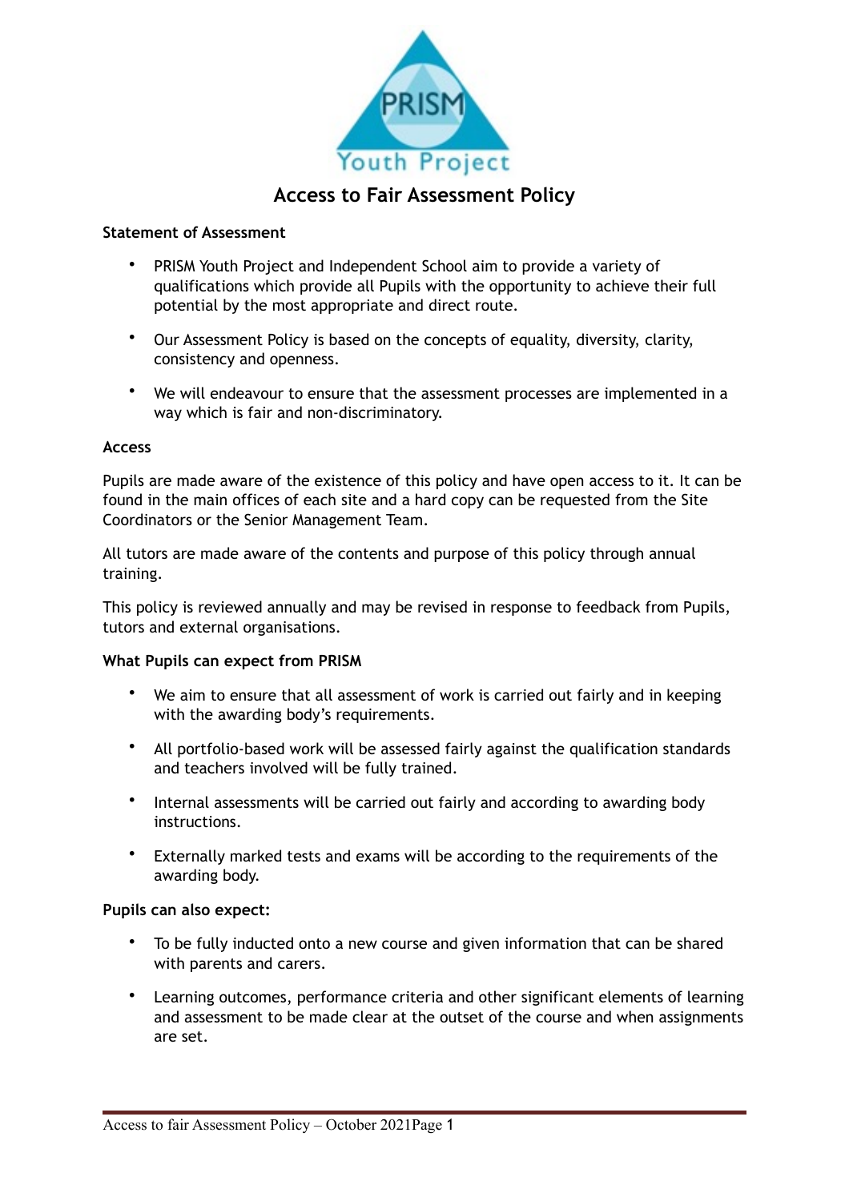# Access to Fair Assessment Policy

**Statement of Assessment**

- PRISM Youth Project and Independent School aim to provide a variety of qualifications which provide all Pupils with the opportunity to achieve their full potential by the most appropriate and direct route.
- Our Assessment Policy is based on the concepts of equality, diversity, clarity, consistency and openness.
- We will endeavour to ensure that the assessment processes are implemented in a way which is fair and non-discriminatory.

**Access**

Pupils are made aware of the existence of this policy and have open access to it. It can be found in the main offices of each site and a hard copy can be requested from the Site Coordinators or the Senior Management Team.

All tutors are made aware of the contents and purpose of this policy through annual training.

This policy is reviewed annually and may be revised in response to feedback from Pupils, tutors and external organisations.

**What Pupils can expect from PRISM**

- We aim to ensure that all assessment of work is carried out fairly and in keeping with the awarding body's requirements.
- All portfolio-based work will be assessed fairly against the qualification standards and teachers involved will be fully trained.
- Internal assessments will be carried out fairly and according to awarding body instructions.
- Externally marked tests and exams will be according to the requirements of the awarding body.

**Pupils can also expect:**

- To be fully inducted onto a new course and given information that can be shared with parents and carers.
- Learning outcomes, performance criteria and other significant elements of learning and assessment to be made clear at the outset of the course and when assignments are set.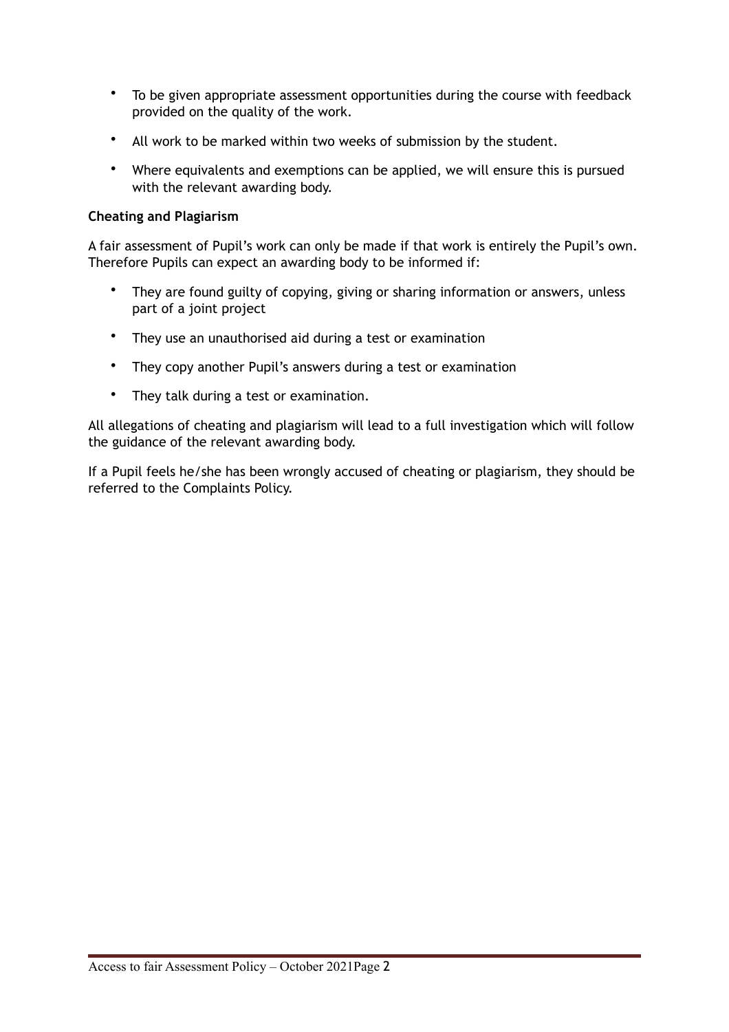- To be given appropriate assessment opportunities during the course with feedback provided on the quality of the work.
- All work to be marked within two weeks of submission by the student.
- Where equivalents and exemptions can be applied, we will ensure this is pursued with the relevant awarding body.

**Cheating and Plagiarism**

A fair assessment of Pupil's work can only be made if that work is entirely the Pupil's own. Therefore Pupils can expect an awarding body to be informed if:

- They are found guilty of copying, giving or sharing information or answers, unless part of a joint project
- They use an unauthorised aid during a test or examination
- They copy another Pupil's answers during a test or examination
- They talk during a test or examination.

All allegations of cheating and plagiarism will lead to a full investigation which will follow the guidance of the relevant awarding body.

If a Pupil feels he/she has been wrongly accused of cheating or plagiarism, they should be referred to the Complaints Policy.